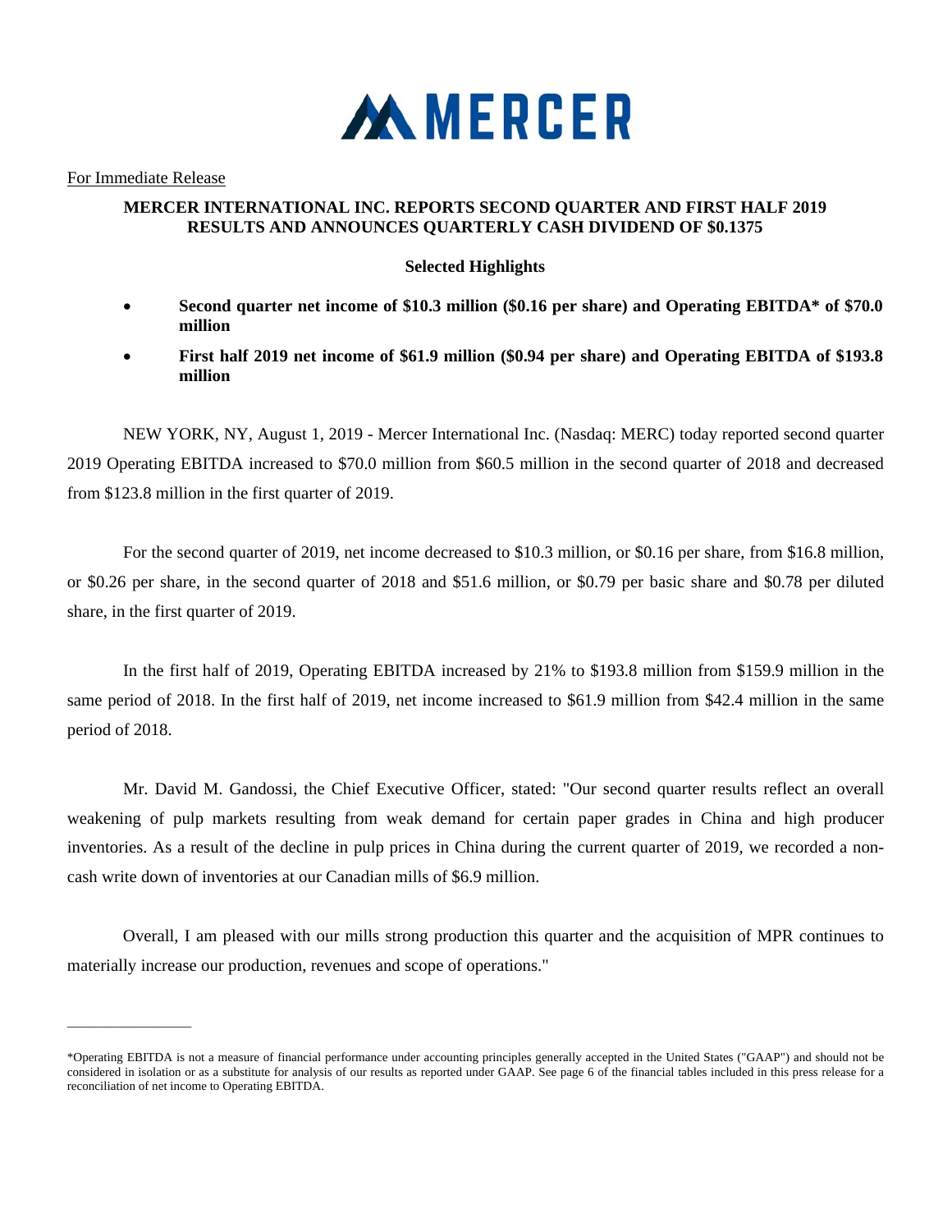MERCER

For Immediate Release

**MERCER INTERNATIONAL INC. REPORTS SECOND QUARTER AND FIRST HALF 2019 RESULTS AND ANNOUNCES QUARTERLY CASH DIVIDEND OF $0.1375**

**Selected Highlights**

- **Second quarter net income of $10.3 million ($0.16 per share) and Operating EBITDA* of $70.0 million**
- **First half 2019 net income of $61.9 million ($0.94 per share) and Operating EBITDA of $193.8 million**

NEW YORK, NY, August 1, 2019 - Mercer International Inc. (Nasdaq: MERC) today reported second quarter 2019 Operating EBITDA increased to $70.0 million from $60.5 million in the second quarter of 2018 and decreased from $123.8 million in the first quarter of 2019.

For the second quarter of 2019, net income decreased to $10.3 million, or $0.16 per share, from $16.8 million, or $0.26 per share, in the second quarter of 2018 and $51.6 million, or $0.79 per basic share and $0.78 per diluted share, in the first quarter of 2019.

In the first half of 2019, Operating EBITDA increased by 21% to $193.8 million from $159.9 million in the same period of 2018. In the first half of 2019, net income increased to $61.9 million from $42.4 million in the same period of 2018.

Mr. David M. Gandossi, the Chief Executive Officer, stated: "Our second quarter results reflect an overall weakening of pulp markets resulting from weak demand for certain paper grades in China and high producer inventories. As a result of the decline in pulp prices in China during the current quarter of 2019, we recorded a non-cash write down of inventories at our Canadian mills of $6.9 million.

Overall, I am pleased with our mills strong production this quarter and the acquisition of MPR continues to materially increase our production, revenues and scope of operations."

---

*Operating EBITDA is not a measure of financial performance under accounting principles generally accepted in the United States ("GAAP") and should not be considered in isolation or as a substitute for analysis of our results as reported under GAAP. See page 6 of the financial tables included in this press release for a reconciliation of net income to Operating EBITDA.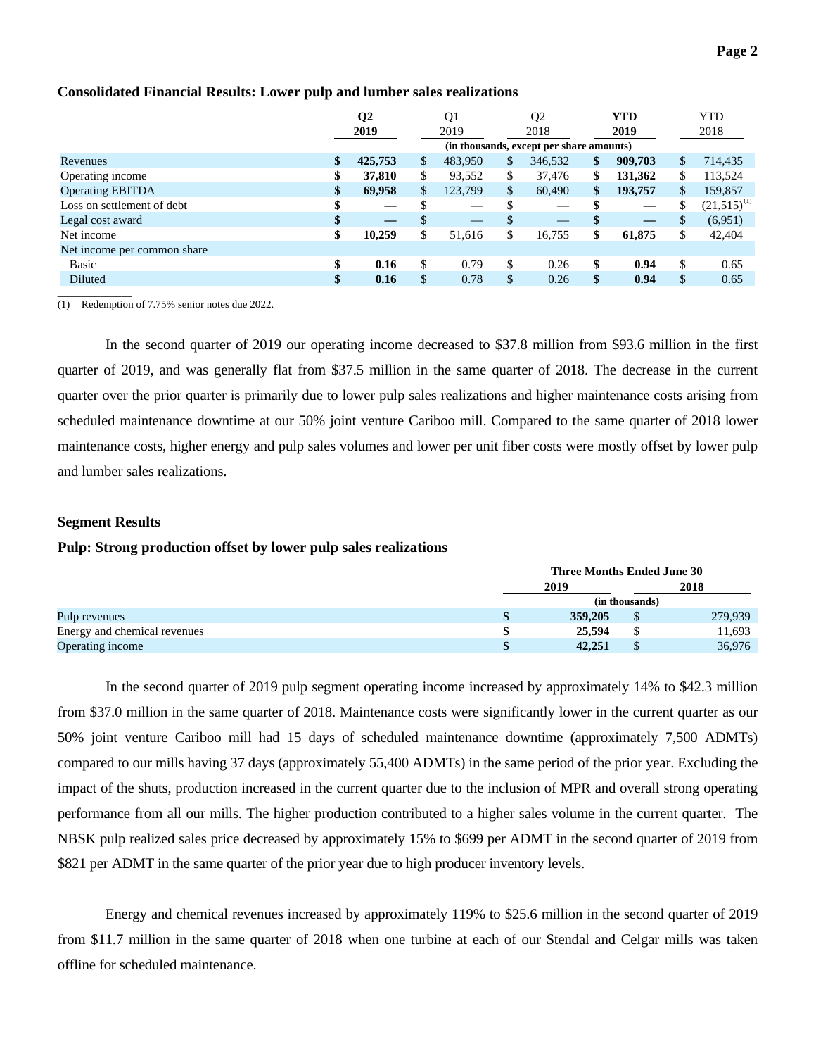### Consolidated Financial Results: Lower pulp and lumber sales realizations

| | Q2 2019 | Q1 2019 | Q2 2018 | YTD 2019 | YTD 2018 |
|---|---|---|---|---|---|
| | (in thousands, except per share amounts) | | | | |
| Revenues | $ **425,753** | $ 483,950 | $ 346,532 | $ **909,703** | $ 714,435 |
| Operating income | $ **37,810** | $ 93,552 | $ 37,476 | $ **131,362** | $ 113,524 |
| Operating EBITDA | $ **69,958** | $ 123,799 | $ 60,490 | $ **193,757** | $ 159,857 |
| Loss on settlement of debt | $ **—** | $ — | $ — | $ **—** | $ (21,515)[(1)] |
| Legal cost award | $ **—** | $ — | $ — | $ **—** | $ (6,951) |
| Net income | $ **10,259** | $ 51,616 | $ 16,755 | $ **61,875** | $ 42,404 |
| Net income per common share | | | | | |
| Basic | $ **0.16** | $ 0.79 | $ 0.26 | $ **0.94** | $ 0.65 |
| Diluted | $ **0.16** | $ 0.78 | $ 0.26 | $ **0.94** | $ 0.65 |

(1) Redemption of 7.75% senior notes due 2022.

In the second quarter of 2019 our operating income decreased to $37.8 million from $93.6 million in the first quarter of 2019, and was generally flat from $37.5 million in the same quarter of 2018. The decrease in the current quarter over the prior quarter is primarily due to lower pulp sales realizations and higher maintenance costs arising from scheduled maintenance downtime at our 50% joint venture Cariboo mill. Compared to the same quarter of 2018 lower maintenance costs, higher energy and pulp sales volumes and lower per unit fiber costs were mostly offset by lower pulp and lumber sales realizations.

### Segment Results

### Pulp: Strong production offset by lower pulp sales realizations

| | Three Months Ended June 30 | |
|---|---|---|
| | 2019 | 2018 |
| | (in thousands) | |
| Pulp revenues | $ **359,205** | $ 279,939 |
| Energy and chemical revenues | $ **25,594** | $ 11,693 |
| Operating income | $ **42,251** | $ 36,976 |

In the second quarter of 2019 pulp segment operating income increased by approximately 14% to $42.3 million from $37.0 million in the same quarter of 2018. Maintenance costs were significantly lower in the current quarter as our 50% joint venture Cariboo mill had 15 days of scheduled maintenance downtime (approximately 7,500 ADMTs) compared to our mills having 37 days (approximately 55,400 ADMTs) in the same period of the prior year. Excluding the impact of the shuts, production increased in the current quarter due to the inclusion of MPR and overall strong operating performance from all our mills. The higher production contributed to a higher sales volume in the current quarter. The NBSK pulp realized sales price decreased by approximately 15% to $699 per ADMT in the second quarter of 2019 from $821 per ADMT in the same quarter of the prior year due to high producer inventory levels.

Energy and chemical revenues increased by approximately 119% to $25.6 million in the second quarter of 2019 from $11.7 million in the same quarter of 2018 when one turbine at each of our Stendal and Celgar mills was taken offline for scheduled maintenance.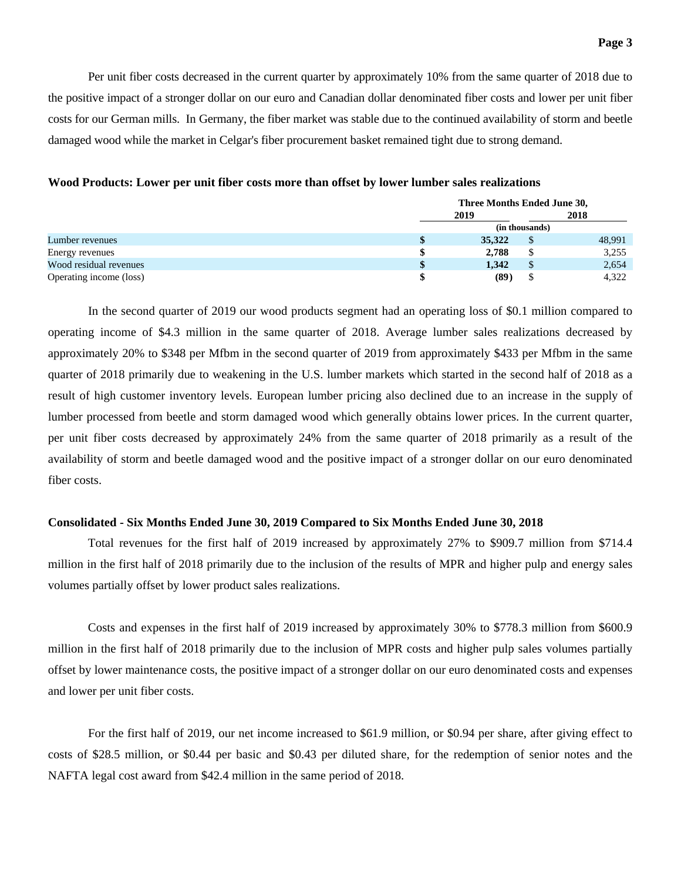Per unit fiber costs decreased in the current quarter by approximately 10% from the same quarter of 2018 due to the positive impact of a stronger dollar on our euro and Canadian dollar denominated fiber costs and lower per unit fiber costs for our German mills. In Germany, the fiber market was stable due to the continued availability of storm and beetle damaged wood while the market in Celgar's fiber procurement basket remained tight due to strong demand.

**Wood Products: Lower per unit fiber costs more than offset by lower lumber sales realizations**

| | Three Months Ended June 30, | |
|---|---|---|
| | **2019** | **2018** |
| | (in thousands) | |
| Lumber revenues | **$ 35,322** | $ 48,991 |
| Energy revenues | **$ 2,788** | $ 3,255 |
| Wood residual revenues | **$ 1,342** | $ 2,654 |
| Operating income (loss) | **$ (89)** | $ 4,322 |

In the second quarter of 2019 our wood products segment had an operating loss of $0.1 million compared to operating income of $4.3 million in the same quarter of 2018. Average lumber sales realizations decreased by approximately 20% to $348 per Mfbm in the second quarter of 2019 from approximately $433 per Mfbm in the same quarter of 2018 primarily due to weakening in the U.S. lumber markets which started in the second half of 2018 as a result of high customer inventory levels. European lumber pricing also declined due to an increase in the supply of lumber processed from beetle and storm damaged wood which generally obtains lower prices. In the current quarter, per unit fiber costs decreased by approximately 24% from the same quarter of 2018 primarily as a result of the availability of storm and beetle damaged wood and the positive impact of a stronger dollar on our euro denominated fiber costs.

**Consolidated - Six Months Ended June 30, 2019 Compared to Six Months Ended June 30, 2018**

Total revenues for the first half of 2019 increased by approximately 27% to $909.7 million from $714.4 million in the first half of 2018 primarily due to the inclusion of the results of MPR and higher pulp and energy sales volumes partially offset by lower product sales realizations.

Costs and expenses in the first half of 2019 increased by approximately 30% to $778.3 million from $600.9 million in the first half of 2018 primarily due to the inclusion of MPR costs and higher pulp sales volumes partially offset by lower maintenance costs, the positive impact of a stronger dollar on our euro denominated costs and expenses and lower per unit fiber costs.

For the first half of 2019, our net income increased to $61.9 million, or $0.94 per share, after giving effect to costs of $28.5 million, or $0.44 per basic and $0.43 per diluted share, for the redemption of senior notes and the NAFTA legal cost award from $42.4 million in the same period of 2018.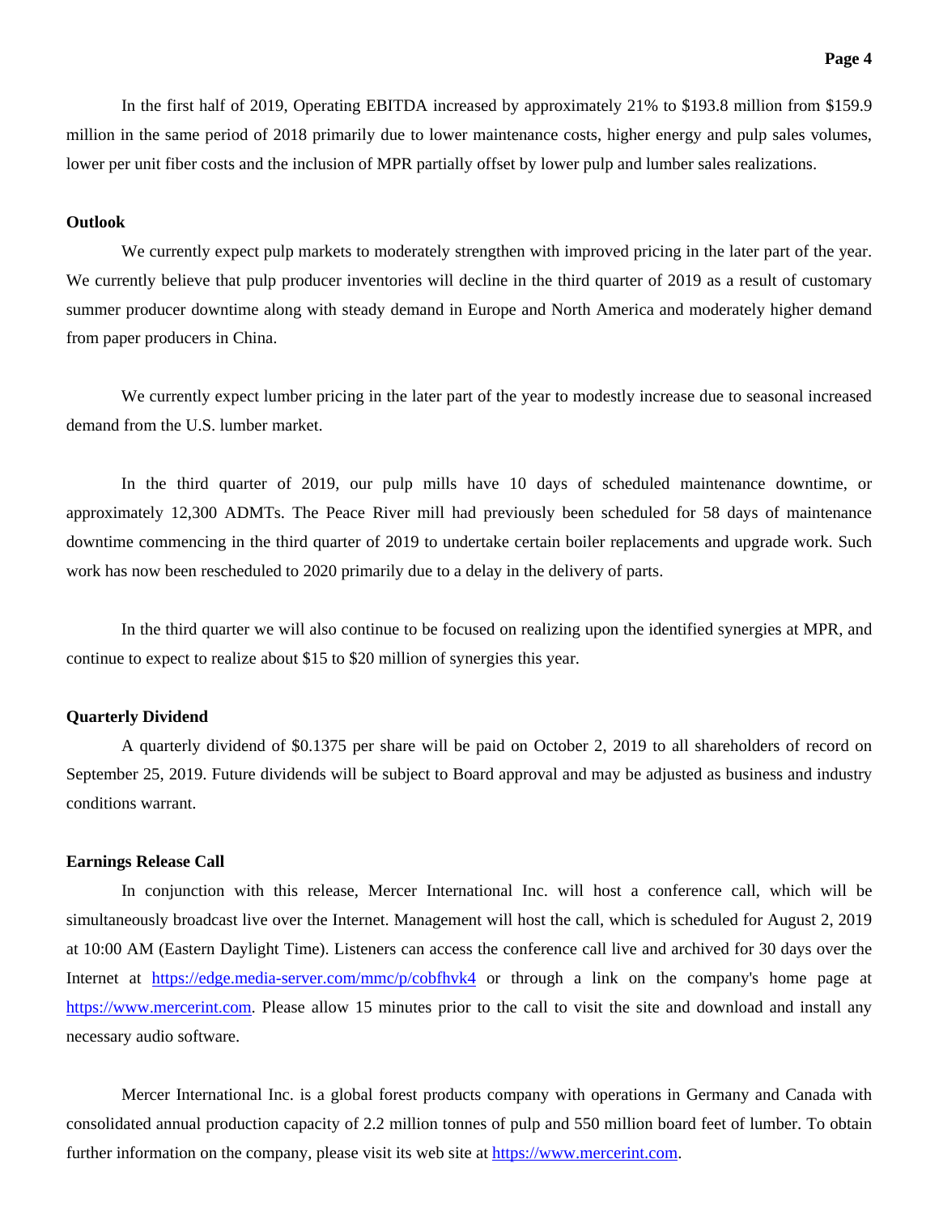In the first half of 2019, Operating EBITDA increased by approximately 21% to $193.8 million from $159.9 million in the same period of 2018 primarily due to lower maintenance costs, higher energy and pulp sales volumes, lower per unit fiber costs and the inclusion of MPR partially offset by lower pulp and lumber sales realizations.

**Outlook**

We currently expect pulp markets to moderately strengthen with improved pricing in the later part of the year. We currently believe that pulp producer inventories will decline in the third quarter of 2019 as a result of customary summer producer downtime along with steady demand in Europe and North America and moderately higher demand from paper producers in China.

We currently expect lumber pricing in the later part of the year to modestly increase due to seasonal increased demand from the U.S. lumber market.

In the third quarter of 2019, our pulp mills have 10 days of scheduled maintenance downtime, or approximately 12,300 ADMTs. The Peace River mill had previously been scheduled for 58 days of maintenance downtime commencing in the third quarter of 2019 to undertake certain boiler replacements and upgrade work. Such work has now been rescheduled to 2020 primarily due to a delay in the delivery of parts.

In the third quarter we will also continue to be focused on realizing upon the identified synergies at MPR, and continue to expect to realize about $15 to $20 million of synergies this year.

**Quarterly Dividend**

A quarterly dividend of $0.1375 per share will be paid on October 2, 2019 to all shareholders of record on September 25, 2019. Future dividends will be subject to Board approval and may be adjusted as business and industry conditions warrant.

**Earnings Release Call**

In conjunction with this release, Mercer International Inc. will host a conference call, which will be simultaneously broadcast live over the Internet. Management will host the call, which is scheduled for August 2, 2019 at 10:00 AM (Eastern Daylight Time). Listeners can access the conference call live and archived for 30 days over the Internet at https://edge.media-server.com/mmc/p/cobfhvk4 or through a link on the company's home page at https://www.mercerint.com. Please allow 15 minutes prior to the call to visit the site and download and install any necessary audio software.

Mercer International Inc. is a global forest products company with operations in Germany and Canada with consolidated annual production capacity of 2.2 million tonnes of pulp and 550 million board feet of lumber. To obtain further information on the company, please visit its web site at https://www.mercerint.com.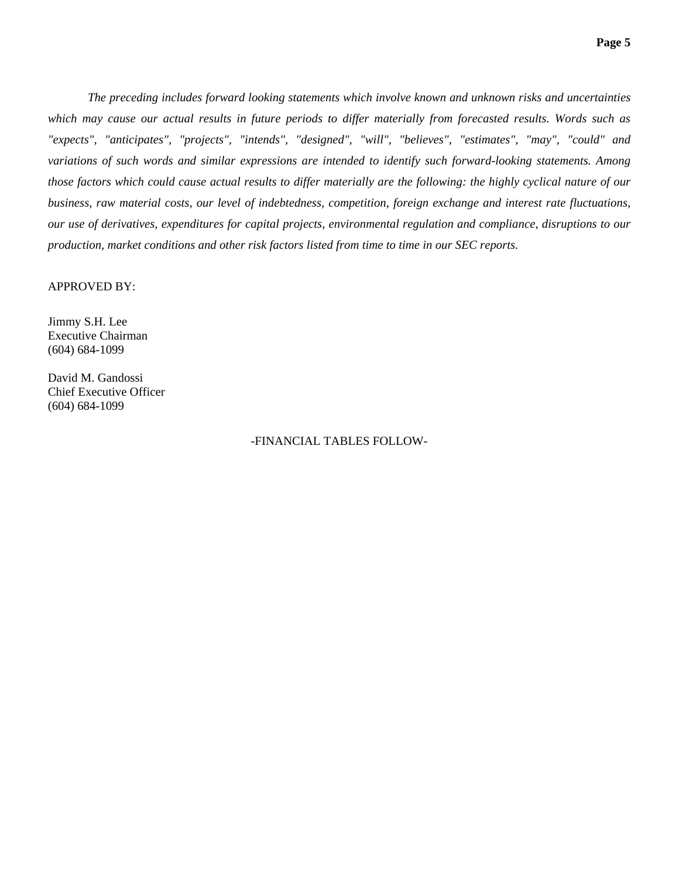*The preceding includes forward looking statements which involve known and unknown risks and uncertainties which may cause our actual results in future periods to differ materially from forecasted results. Words such as "expects", "anticipates", "projects", "intends", "designed", "will", "believes", "estimates", "may", "could" and variations of such words and similar expressions are intended to identify such forward-looking statements. Among those factors which could cause actual results to differ materially are the following: the highly cyclical nature of our business, raw material costs, our level of indebtedness, competition, foreign exchange and interest rate fluctuations, our use of derivatives, expenditures for capital projects, environmental regulation and compliance, disruptions to our production, market conditions and other risk factors listed from time to time in our SEC reports.*

APPROVED BY:

Jimmy S.H. Lee
Executive Chairman
(604) 684-1099

David M. Gandossi
Chief Executive Officer
(604) 684-1099

-FINANCIAL TABLES FOLLOW-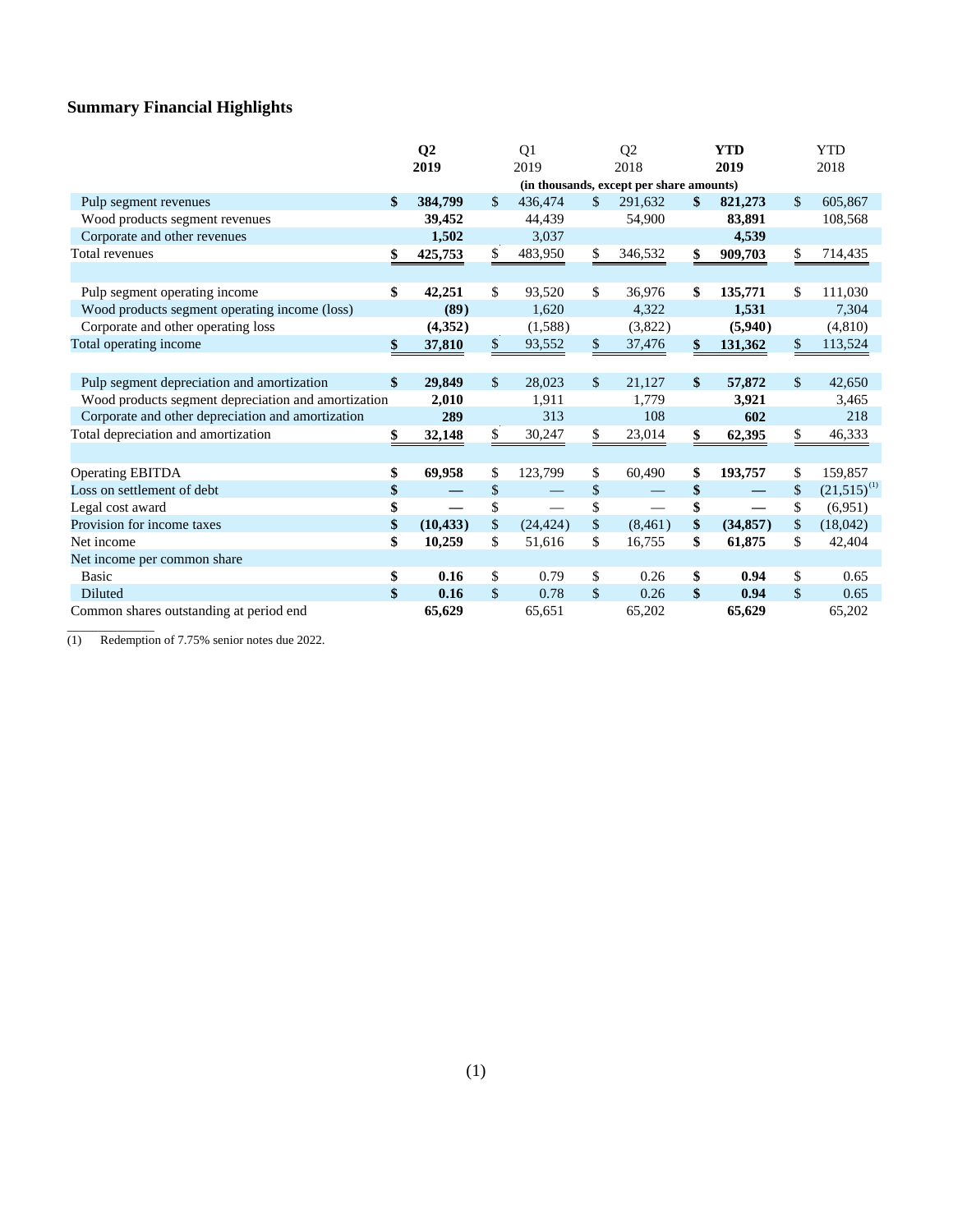## Summary Financial Highlights

| | Q2 2019 | Q1 2019 | Q2 2018 | YTD 2019 | YTD 2018 |
|---|---|---|---|---|---|
| | (in thousands, except per share amounts) | | | | |
| Pulp segment revenues | $ 384,799 | $ 436,474 | $ 291,632 | $ 821,273 | $ 605,867 |
| Wood products segment revenues | 39,452 | 44,439 | 54,900 | 83,891 | 108,568 |
| Corporate and other revenues | 1,502 | 3,037 | | 4,539 | |
| Total revenues | $ 425,753 | $ 483,950 | $ 346,532 | $ 909,703 | $ 714,435 |
| | | | | | |
| Pulp segment operating income | $ 42,251 | $ 93,520 | $ 36,976 | $ 135,771 | $ 111,030 |
| Wood products segment operating income (loss) | (89) | 1,620 | 4,322 | 1,531 | 7,304 |
| Corporate and other operating loss | (4,352) | (1,588) | (3,822) | (5,940) | (4,810) |
| Total operating income | $ 37,810 | $ 93,552 | $ 37,476 | $ 131,362 | $ 113,524 |
| | | | | | |
| Pulp segment depreciation and amortization | $ 29,849 | $ 28,023 | $ 21,127 | $ 57,872 | $ 42,650 |
| Wood products segment depreciation and amortization | 2,010 | 1,911 | 1,779 | 3,921 | 3,465 |
| Corporate and other depreciation and amortization | 289 | 313 | 108 | 602 | 218 |
| Total depreciation and amortization | $ 32,148 | $ 30,247 | $ 23,014 | $ 62,395 | $ 46,333 |
| | | | | | |
| Operating EBITDA | $ 69,958 | $ 123,799 | $ 60,490 | $ 193,757 | $ 159,857 |
| Loss on settlement of debt | $ — | $ — | $ — | $ — | $ (21,515)[(1)] |
| Legal cost award | $ — | $ — | $ — | $ — | $ (6,951) |
| Provision for income taxes | $ (10,433) | $ (24,424) | $ (8,461) | $ (34,857) | $ (18,042) |
| Net income | $ 10,259 | $ 51,616 | $ 16,755 | $ 61,875 | $ 42,404 |
| Net income per common share | | | | | |
| Basic | $ 0.16 | $ 0.79 | $ 0.26 | $ 0.94 | $ 0.65 |
| Diluted | $ 0.16 | $ 0.78 | $ 0.26 | $ 0.94 | $ 0.65 |
| Common shares outstanding at period end | 65,629 | 65,651 | 65,202 | 65,629 | 65,202 |

(1) Redemption of 7.75% senior notes due 2022.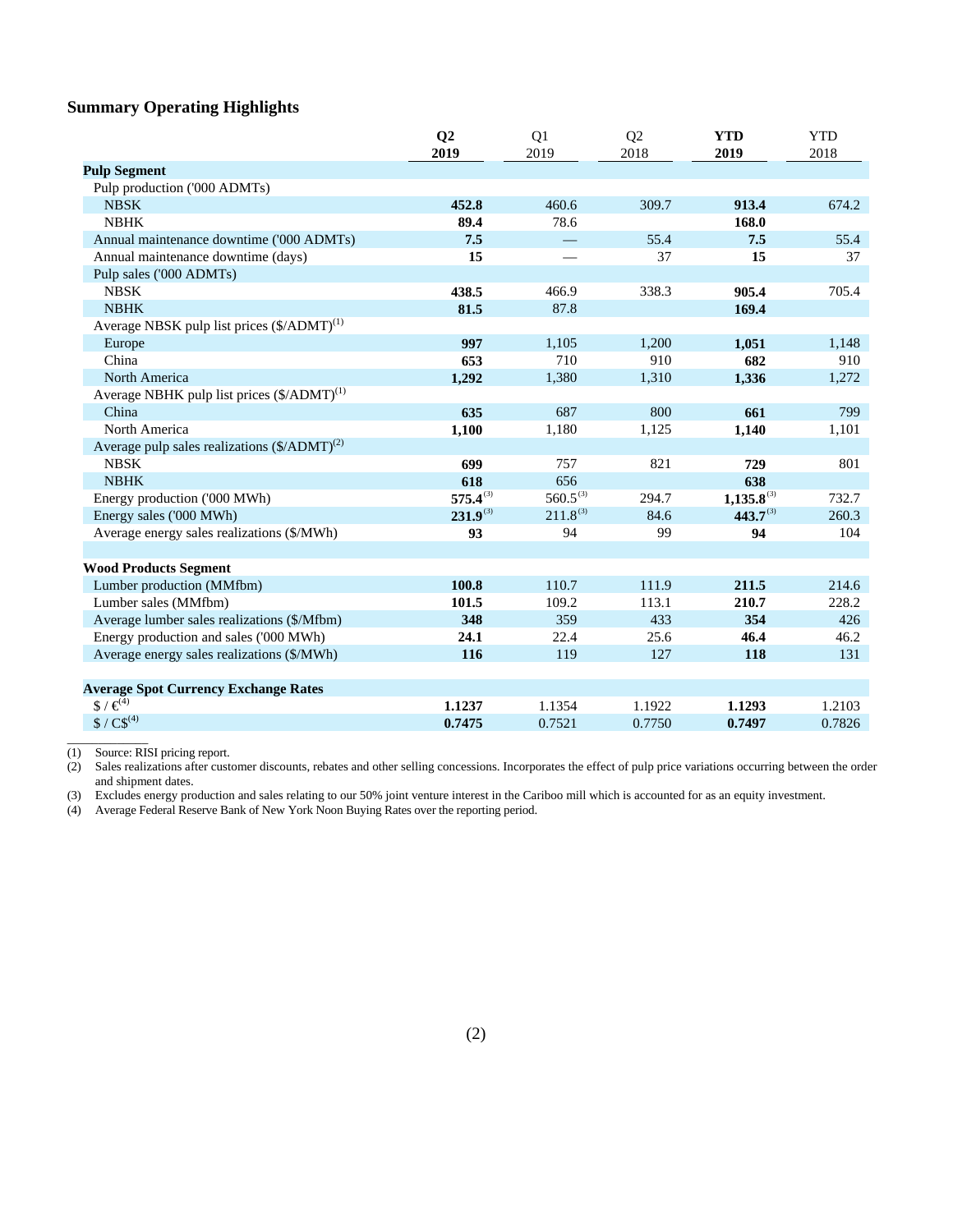### Summary Operating Highlights

| | **Q2 2019** | Q1 2019 | Q2 2018 | **YTD 2019** | YTD 2018 |
|---|---|---|---|---|---|
| **Pulp Segment** | | | | | |
| Pulp production ('000 ADMTs) | | | | | |
| NBSK | **452.8** | 460.6 | 309.7 | **913.4** | 674.2 |
| NBHK | **89.4** | 78.6 | | **168.0** | |
| Annual maintenance downtime ('000 ADMTs) | **7.5** | — | 55.4 | **7.5** | 55.4 |
| Annual maintenance downtime (days) | **15** | — | 37 | **15** | 37 |
| Pulp sales ('000 ADMTs) | | | | | |
| NBSK | **438.5** | 466.9 | 338.3 | **905.4** | 705.4 |
| NBHK | **81.5** | 87.8 | | **169.4** | |
| Average NBSK pulp list prices ($/ADMT)[1] | | | | | |
| Europe | **997** | 1,105 | 1,200 | **1,051** | 1,148 |
| China | **653** | 710 | 910 | **682** | 910 |
| North America | **1,292** | 1,380 | 1,310 | **1,336** | 1,272 |
| Average NBHK pulp list prices ($/ADMT)[1] | | | | | |
| China | **635** | 687 | 800 | **661** | 799 |
| North America | **1,100** | 1,180 | 1,125 | **1,140** | 1,101 |
| Average pulp sales realizations ($/ADMT)[2] | | | | | |
| NBSK | **699** | 757 | 821 | **729** | 801 |
| NBHK | **618** | 656 | | **638** | |
| Energy production ('000 MWh) | **575.4**[3] | 560.5[3] | 294.7 | **1,135.8**[3] | 732.7 |
| Energy sales ('000 MWh) | **231.9**[3] | 211.8[3] | 84.6 | **443.7**[3] | 260.3 |
| Average energy sales realizations ($/MWh) | **93** | 94 | 99 | **94** | 104 |
| | | | | | |
| **Wood Products Segment** | | | | | |
| Lumber production (MMfbm) | **100.8** | 110.7 | 111.9 | **211.5** | 214.6 |
| Lumber sales (MMfbm) | **101.5** | 109.2 | 113.1 | **210.7** | 228.2 |
| Average lumber sales realizations ($/Mfbm) | **348** | 359 | 433 | **354** | 426 |
| Energy production and sales ('000 MWh) | **24.1** | 22.4 | 25.6 | **46.4** | 46.2 |
| Average energy sales realizations ($/MWh) | **116** | 119 | 127 | **118** | 131 |
| | | | | | |
| **Average Spot Currency Exchange Rates** | | | | | |
| $ / €[4] | **1.1237** | 1.1354 | 1.1922 | **1.1293** | 1.2103 |
| $ / C$[4] | **0.7475** | 0.7521 | 0.7750 | **0.7497** | 0.7826 |

(1) Source: RISI pricing report.

(2) Sales realizations after customer discounts, rebates and other selling concessions. Incorporates the effect of pulp price variations occurring between the order and shipment dates.

(3) Excludes energy production and sales relating to our 50% joint venture interest in the Cariboo mill which is accounted for as an equity investment.

(4) Average Federal Reserve Bank of New York Noon Buying Rates over the reporting period.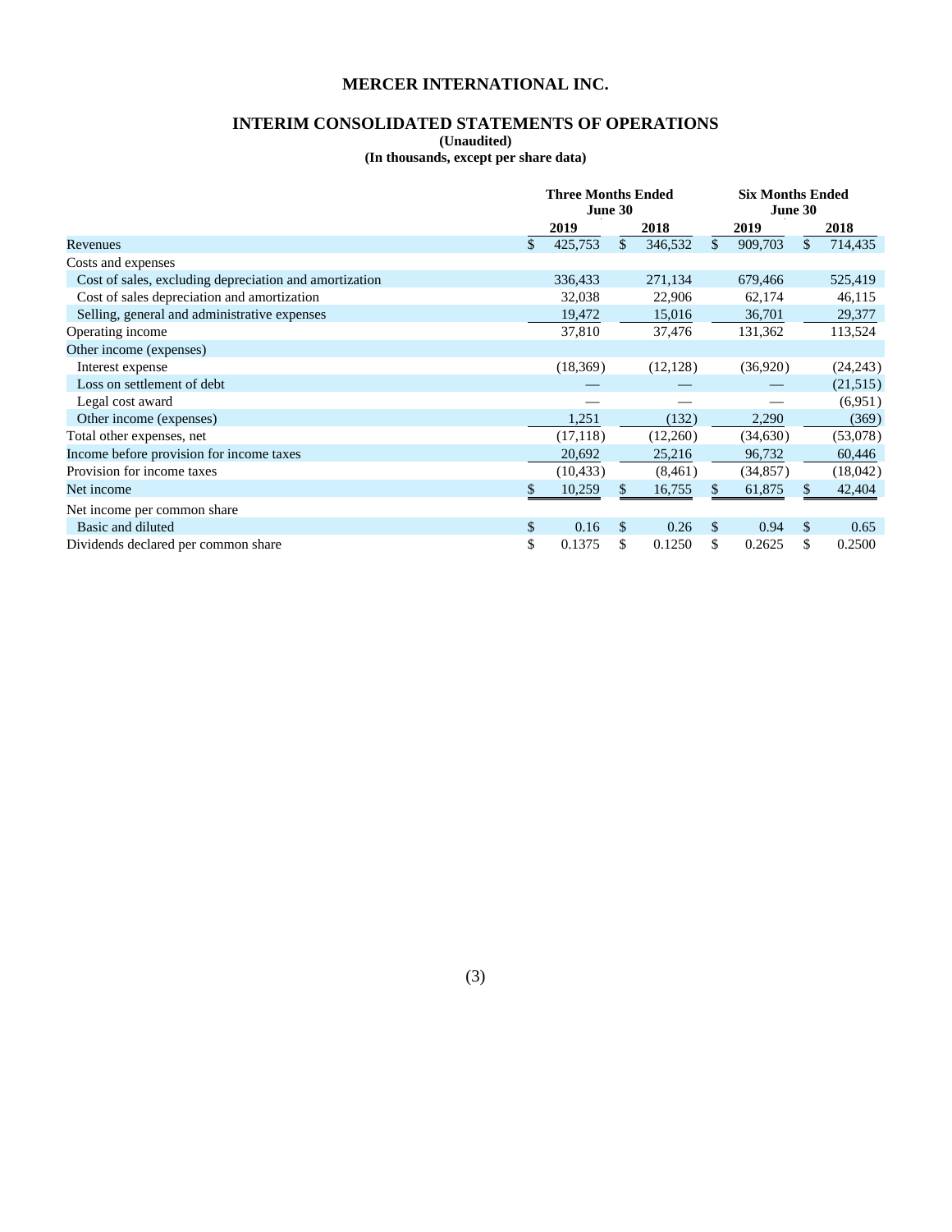# MERCER INTERNATIONAL INC.

## INTERIM CONSOLIDATED STATEMENTS OF OPERATIONS

**(Unaudited)**

**(In thousands, except per share data)**

| | Three Months Ended June 30 | | Six Months Ended June 30 | |
|---|---|---|---|---|
| | 2019 | 2018 | 2019 | 2018 |
| Revenues | $ 425,753 | $ 346,532 | $ 909,703 | $ 714,435 |
| Costs and expenses | | | | |
| Cost of sales, excluding depreciation and amortization | 336,433 | 271,134 | 679,466 | 525,419 |
| Cost of sales depreciation and amortization | 32,038 | 22,906 | 62,174 | 46,115 |
| Selling, general and administrative expenses | 19,472 | 15,016 | 36,701 | 29,377 |
| Operating income | 37,810 | 37,476 | 131,362 | 113,524 |
| Other income (expenses) | | | | |
| Interest expense | (18,369) | (12,128) | (36,920) | (24,243) |
| Loss on settlement of debt | — | — | — | (21,515) |
| Legal cost award | — | — | — | (6,951) |
| Other income (expenses) | 1,251 | (132) | 2,290 | (369) |
| Total other expenses, net | (17,118) | (12,260) | (34,630) | (53,078) |
| Income before provision for income taxes | 20,692 | 25,216 | 96,732 | 60,446 |
| Provision for income taxes | (10,433) | (8,461) | (34,857) | (18,042) |
| Net income | $ 10,259 | $ 16,755 | $ 61,875 | $ 42,404 |
| Net income per common share | | | | |
| Basic and diluted | $ 0.16 | $ 0.26 | $ 0.94 | $ 0.65 |
| Dividends declared per common share | $ 0.1375 | $ 0.1250 | $ 0.2625 | $ 0.2500 |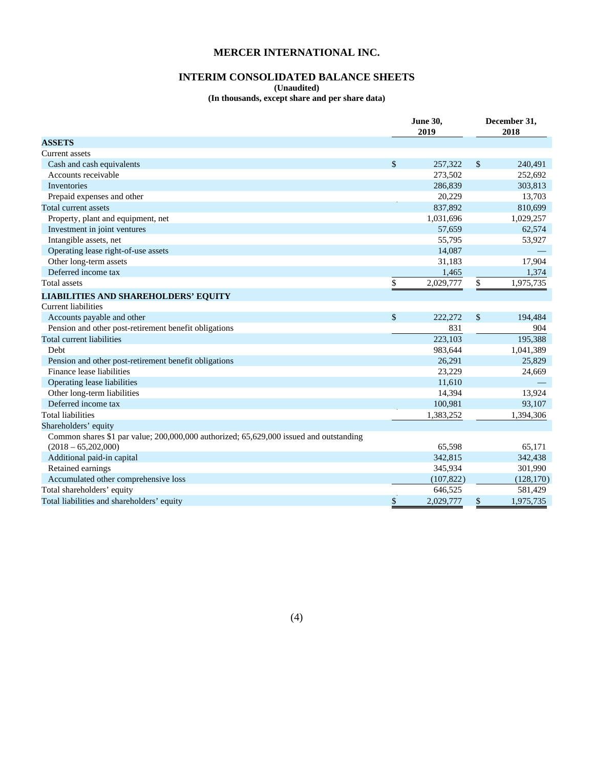# MERCER INTERNATIONAL INC.

## INTERIM CONSOLIDATED BALANCE SHEETS

**(Unaudited)**

**(In thousands, except share and per share data)**

| | June 30, 2019 | December 31, 2018 |
|---|---|---|
| **ASSETS** | | |
| Current assets | | |
| Cash and cash equivalents | $ 257,322 | $ 240,491 |
| Accounts receivable | 273,502 | 252,692 |
| Inventories | 286,839 | 303,813 |
| Prepaid expenses and other | 20,229 | 13,703 |
| Total current assets | 837,892 | 810,699 |
| Property, plant and equipment, net | 1,031,696 | 1,029,257 |
| Investment in joint ventures | 57,659 | 62,574 |
| Intangible assets, net | 55,795 | 53,927 |
| Operating lease right-of-use assets | 14,087 | — |
| Other long-term assets | 31,183 | 17,904 |
| Deferred income tax | 1,465 | 1,374 |
| Total assets | $ 2,029,777 | $ 1,975,735 |
| **LIABILITIES AND SHAREHOLDERS' EQUITY** | | |
| Current liabilities | | |
| Accounts payable and other | $ 222,272 | $ 194,484 |
| Pension and other post-retirement benefit obligations | 831 | 904 |
| Total current liabilities | 223,103 | 195,388 |
| Debt | 983,644 | 1,041,389 |
| Pension and other post-retirement benefit obligations | 26,291 | 25,829 |
| Finance lease liabilities | 23,229 | 24,669 |
| Operating lease liabilities | 11,610 | — |
| Other long-term liabilities | 14,394 | 13,924 |
| Deferred income tax | 100,981 | 93,107 |
| Total liabilities | 1,383,252 | 1,394,306 |
| Shareholders' equity | | |
| Common shares $1 par value; 200,000,000 authorized; 65,629,000 issued and outstanding (2018 – 65,202,000) | 65,598 | 65,171 |
| Additional paid-in capital | 342,815 | 342,438 |
| Retained earnings | 345,934 | 301,990 |
| Accumulated other comprehensive loss | (107,822) | (128,170) |
| Total shareholders' equity | 646,525 | 581,429 |
| Total liabilities and shareholders' equity | $ 2,029,777 | $ 1,975,735 |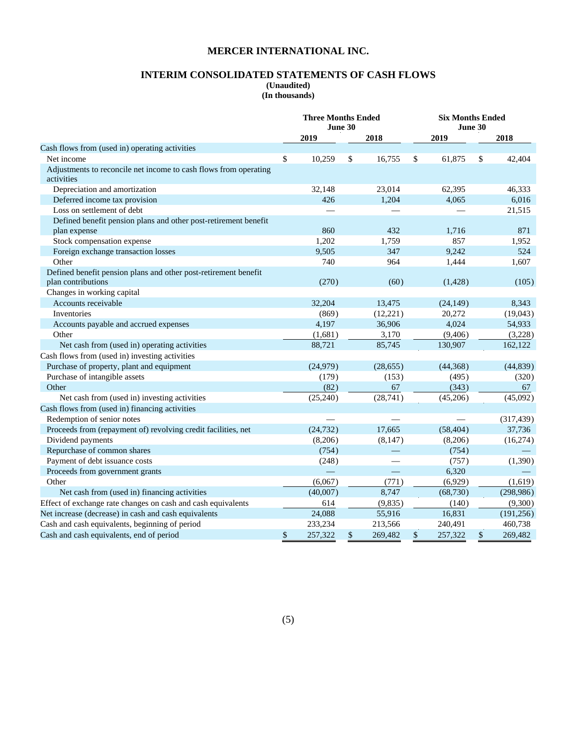# MERCER INTERNATIONAL INC.

## INTERIM CONSOLIDATED STATEMENTS OF CASH FLOWS

**(Unaudited)**
**(In thousands)**

| | Three Months Ended June 30 | | Six Months Ended June 30 | |
|---|---|---|---|---|
| | 2019 | 2018 | 2019 | 2018 |
| Cash flows from (used in) operating activities | | | | |
| Net income | $ 10,259 | $ 16,755 | $ 61,875 | $ 42,404 |
| Adjustments to reconcile net income to cash flows from operating activities | | | | |
| Depreciation and amortization | 32,148 | 23,014 | 62,395 | 46,333 |
| Deferred income tax provision | 426 | 1,204 | 4,065 | 6,016 |
| Loss on settlement of debt | — | — | — | 21,515 |
| Defined benefit pension plans and other post-retirement benefit plan expense | 860 | 432 | 1,716 | 871 |
| Stock compensation expense | 1,202 | 1,759 | 857 | 1,952 |
| Foreign exchange transaction losses | 9,505 | 347 | 9,242 | 524 |
| Other | 740 | 964 | 1,444 | 1,607 |
| Defined benefit pension plans and other post-retirement benefit plan contributions | (270) | (60) | (1,428) | (105) |
| Changes in working capital | | | | |
| Accounts receivable | 32,204 | 13,475 | (24,149) | 8,343 |
| Inventories | (869) | (12,221) | 20,272 | (19,043) |
| Accounts payable and accrued expenses | 4,197 | 36,906 | 4,024 | 54,933 |
| Other | (1,681) | 3,170 | (9,406) | (3,228) |
| Net cash from (used in) operating activities | 88,721 | 85,745 | 130,907 | 162,122 |
| Cash flows from (used in) investing activities | | | | |
| Purchase of property, plant and equipment | (24,979) | (28,655) | (44,368) | (44,839) |
| Purchase of intangible assets | (179) | (153) | (495) | (320) |
| Other | (82) | 67 | (343) | 67 |
| Net cash from (used in) investing activities | (25,240) | (28,741) | (45,206) | (45,092) |
| Cash flows from (used in) financing activities | | | | |
| Redemption of senior notes | — | — | — | (317,439) |
| Proceeds from (repayment of) revolving credit facilities, net | (24,732) | 17,665 | (58,404) | 37,736 |
| Dividend payments | (8,206) | (8,147) | (8,206) | (16,274) |
| Repurchase of common shares | (754) | — | (754) | — |
| Payment of debt issuance costs | (248) | — | (757) | (1,390) |
| Proceeds from government grants | — | — | 6,320 | — |
| Other | (6,067) | (771) | (6,929) | (1,619) |
| Net cash from (used in) financing activities | (40,007) | 8,747 | (68,730) | (298,986) |
| Effect of exchange rate changes on cash and cash equivalents | 614 | (9,835) | (140) | (9,300) |
| Net increase (decrease) in cash and cash equivalents | 24,088 | 55,916 | 16,831 | (191,256) |
| Cash and cash equivalents, beginning of period | 233,234 | 213,566 | 240,491 | 460,738 |
| Cash and cash equivalents, end of period | $ 257,322 | $ 269,482 | $ 257,322 | $ 269,482 |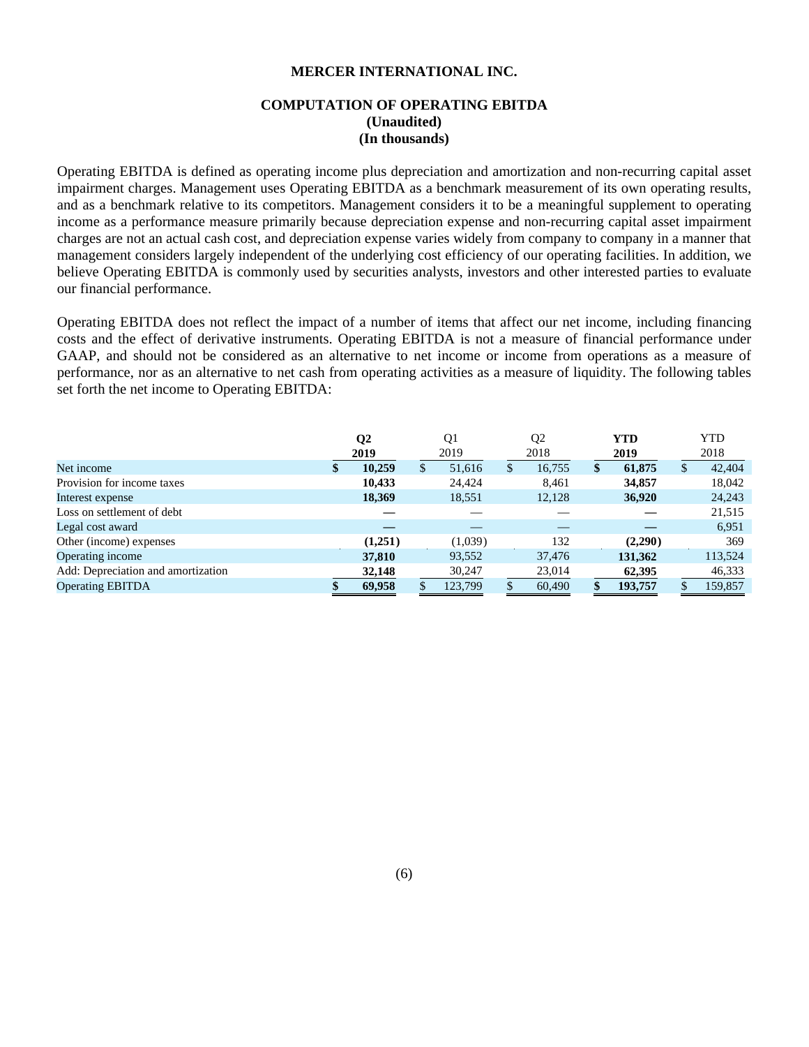**MERCER INTERNATIONAL INC.**

**COMPUTATION OF OPERATING EBITDA**
**(Unaudited)**
**(In thousands)**

Operating EBITDA is defined as operating income plus depreciation and amortization and non-recurring capital asset impairment charges. Management uses Operating EBITDA as a benchmark measurement of its own operating results, and as a benchmark relative to its competitors. Management considers it to be a meaningful supplement to operating income as a performance measure primarily because depreciation expense and non-recurring capital asset impairment charges are not an actual cash cost, and depreciation expense varies widely from company to company in a manner that management considers largely independent of the underlying cost efficiency of our operating facilities. In addition, we believe Operating EBITDA is commonly used by securities analysts, investors and other interested parties to evaluate our financial performance.

Operating EBITDA does not reflect the impact of a number of items that affect our net income, including financing costs and the effect of derivative instruments. Operating EBITDA is not a measure of financial performance under GAAP, and should not be considered as an alternative to net income or income from operations as a measure of performance, nor as an alternative to net cash from operating activities as a measure of liquidity. The following tables set forth the net income to Operating EBITDA:

| | **Q2 2019** | Q1 2019 | Q2 2018 | **YTD 2019** | YTD 2018 |
|---|---|---|---|---|---|
| Net income | **$ 10,259** | $ 51,616 | $ 16,755 | **$ 61,875** | $ 42,404 |
| Provision for income taxes | **10,433** | 24,424 | 8,461 | **34,857** | 18,042 |
| Interest expense | **18,369** | 18,551 | 12,128 | **36,920** | 24,243 |
| Loss on settlement of debt | **—** | — | — | **—** | 21,515 |
| Legal cost award | **—** | — | — | **—** | 6,951 |
| Other (income) expenses | **(1,251)** | (1,039) | 132 | **(2,290)** | 369 |
| Operating income | **37,810** | 93,552 | 37,476 | **131,362** | 113,524 |
| Add: Depreciation and amortization | **32,148** | 30,247 | 23,014 | **62,395** | 46,333 |
| Operating EBITDA | **$ 69,958** | $ 123,799 | $ 60,490 | **$ 193,757** | $ 159,857 |